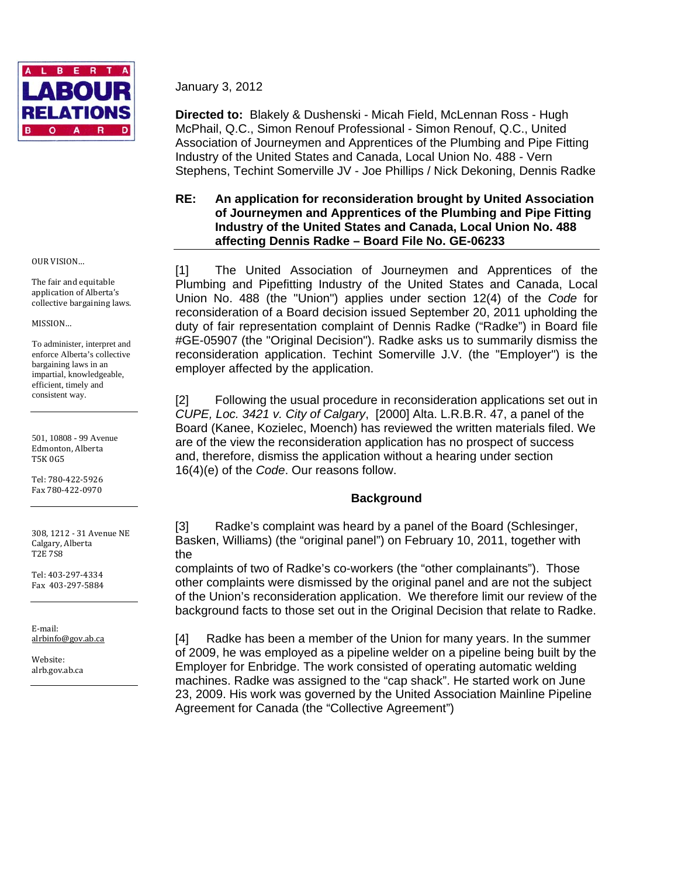ALBERTA LABOUR RELATIONS BOARD

OUR VISION...

The fair and equitable application of Alberta's collective bargaining laws.

MISSION...

To administer, interpret and enforce Alberta's collective bargaining laws in an impartial, knowledgeable, efficient, timely and consistent way.

501, 10808 - 99 Avenue
Edmonton, Alberta
T5K 0G5

Tel: 780-422-5926
Fax 780-422-0970

308, 1212 - 31 Avenue NE
Calgary, Alberta
T2E 7S8

Tel: 403-297-4334
Fax 403-297-5884

E-mail:
alrbinfo@gov.ab.ca

Website:
alrb.gov.ab.ca

January 3, 2012

**Directed to:** Blakely & Dushenski - Micah Field, McLennan Ross - Hugh McPhail, Q.C., Simon Renouf Professional - Simon Renouf, Q.C., United Association of Journeymen and Apprentices of the Plumbing and Pipe Fitting Industry of the United States and Canada, Local Union No. 488 - Vern Stephens, Techint Somerville JV - Joe Phillips / Nick Dekoning, Dennis Radke

**RE: An application for reconsideration brought by United Association of Journeymen and Apprentices of the Plumbing and Pipe Fitting Industry of the United States and Canada, Local Union No. 488 affecting Dennis Radke – Board File No. GE-06233**

[1] The United Association of Journeymen and Apprentices of the Plumbing and Pipefitting Industry of the United States and Canada, Local Union No. 488 (the "Union") applies under section 12(4) of the *Code* for reconsideration of a Board decision issued September 20, 2011 upholding the duty of fair representation complaint of Dennis Radke ("Radke") in Board file #GE-05907 (the "Original Decision"). Radke asks us to summarily dismiss the reconsideration application. Techint Somerville J.V. (the "Employer") is the employer affected by the application.

[2] Following the usual procedure in reconsideration applications set out in *CUPE, Loc. 3421 v. City of Calgary*, [2000] Alta. L.R.B.R. 47, a panel of the Board (Kanee, Kozielec, Moench) has reviewed the written materials filed. We are of the view the reconsideration application has no prospect of success and, therefore, dismiss the application without a hearing under section 16(4)(e) of the *Code*. Our reasons follow.

## Background

[3] Radke's complaint was heard by a panel of the Board (Schlesinger, Basken, Williams) (the "original panel") on February 10, 2011, together with the complaints of two of Radke's co-workers (the "other complainants"). Those other complaints were dismissed by the original panel and are not the subject of the Union's reconsideration application. We therefore limit our review of the background facts to those set out in the Original Decision that relate to Radke.

[4] Radke has been a member of the Union for many years. In the summer of 2009, he was employed as a pipeline welder on a pipeline being built by the Employer for Enbridge. The work consisted of operating automatic welding machines. Radke was assigned to the "cap shack". He started work on June 23, 2009. His work was governed by the United Association Mainline Pipeline Agreement for Canada (the "Collective Agreement")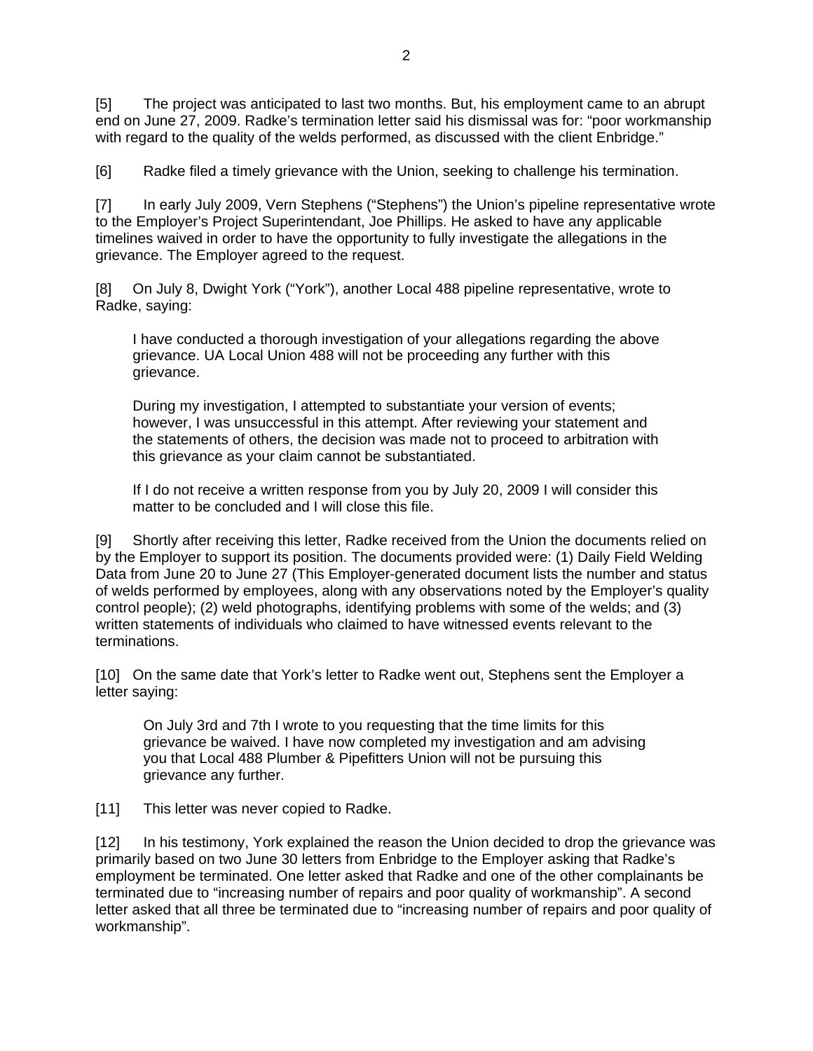[5] The project was anticipated to last two months. But, his employment came to an abrupt end on June 27, 2009. Radke's termination letter said his dismissal was for: "poor workmanship with regard to the quality of the welds performed, as discussed with the client Enbridge."

[6] Radke filed a timely grievance with the Union, seeking to challenge his termination.

[7] In early July 2009, Vern Stephens ("Stephens") the Union's pipeline representative wrote to the Employer's Project Superintendant, Joe Phillips. He asked to have any applicable timelines waived in order to have the opportunity to fully investigate the allegations in the grievance. The Employer agreed to the request.

[8] On July 8, Dwight York ("York"), another Local 488 pipeline representative, wrote to Radke, saying:

> I have conducted a thorough investigation of your allegations regarding the above grievance. UA Local Union 488 will not be proceeding any further with this grievance.
>
> During my investigation, I attempted to substantiate your version of events; however, I was unsuccessful in this attempt. After reviewing your statement and the statements of others, the decision was made not to proceed to arbitration with this grievance as your claim cannot be substantiated.
>
> If I do not receive a written response from you by July 20, 2009 I will consider this matter to be concluded and I will close this file.

[9] Shortly after receiving this letter, Radke received from the Union the documents relied on by the Employer to support its position. The documents provided were: (1) Daily Field Welding Data from June 20 to June 27 (This Employer-generated document lists the number and status of welds performed by employees, along with any observations noted by the Employer's quality control people); (2) weld photographs, identifying problems with some of the welds; and (3) written statements of individuals who claimed to have witnessed events relevant to the terminations.

[10] On the same date that York's letter to Radke went out, Stephens sent the Employer a letter saying:

> On July 3rd and 7th I wrote to you requesting that the time limits for this grievance be waived. I have now completed my investigation and am advising you that Local 488 Plumber & Pipefitters Union will not be pursuing this grievance any further.

[11] This letter was never copied to Radke.

[12] In his testimony, York explained the reason the Union decided to drop the grievance was primarily based on two June 30 letters from Enbridge to the Employer asking that Radke's employment be terminated. One letter asked that Radke and one of the other complainants be terminated due to "increasing number of repairs and poor quality of workmanship". A second letter asked that all three be terminated due to "increasing number of repairs and poor quality of workmanship".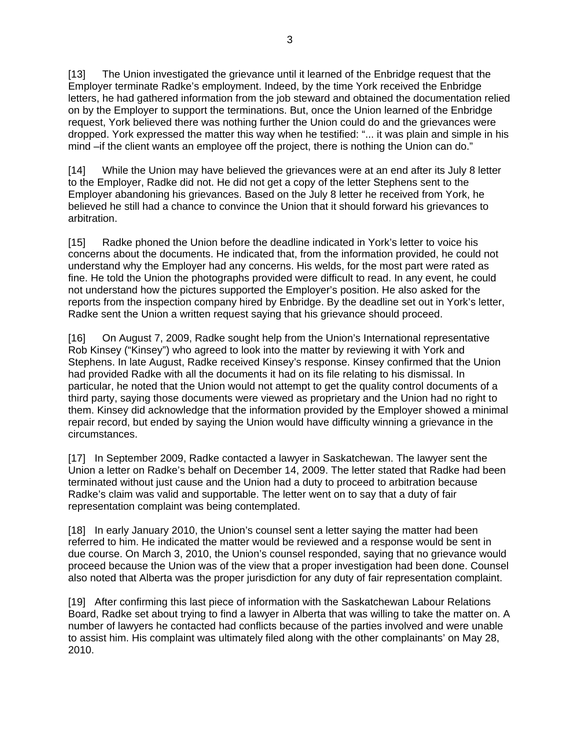[13] The Union investigated the grievance until it learned of the Enbridge request that the Employer terminate Radke's employment. Indeed, by the time York received the Enbridge letters, he had gathered information from the job steward and obtained the documentation relied on by the Employer to support the terminations. But, once the Union learned of the Enbridge request, York believed there was nothing further the Union could do and the grievances were dropped. York expressed the matter this way when he testified: "... it was plain and simple in his mind –if the client wants an employee off the project, there is nothing the Union can do."

[14] While the Union may have believed the grievances were at an end after its July 8 letter to the Employer, Radke did not. He did not get a copy of the letter Stephens sent to the Employer abandoning his grievances. Based on the July 8 letter he received from York, he believed he still had a chance to convince the Union that it should forward his grievances to arbitration.

[15] Radke phoned the Union before the deadline indicated in York's letter to voice his concerns about the documents. He indicated that, from the information provided, he could not understand why the Employer had any concerns. His welds, for the most part were rated as fine. He told the Union the photographs provided were difficult to read. In any event, he could not understand how the pictures supported the Employer's position. He also asked for the reports from the inspection company hired by Enbridge. By the deadline set out in York's letter, Radke sent the Union a written request saying that his grievance should proceed.

[16] On August 7, 2009, Radke sought help from the Union's International representative Rob Kinsey ("Kinsey") who agreed to look into the matter by reviewing it with York and Stephens. In late August, Radke received Kinsey's response. Kinsey confirmed that the Union had provided Radke with all the documents it had on its file relating to his dismissal. In particular, he noted that the Union would not attempt to get the quality control documents of a third party, saying those documents were viewed as proprietary and the Union had no right to them. Kinsey did acknowledge that the information provided by the Employer showed a minimal repair record, but ended by saying the Union would have difficulty winning a grievance in the circumstances.

[17] In September 2009, Radke contacted a lawyer in Saskatchewan. The lawyer sent the Union a letter on Radke's behalf on December 14, 2009. The letter stated that Radke had been terminated without just cause and the Union had a duty to proceed to arbitration because Radke's claim was valid and supportable. The letter went on to say that a duty of fair representation complaint was being contemplated.

[18] In early January 2010, the Union's counsel sent a letter saying the matter had been referred to him. He indicated the matter would be reviewed and a response would be sent in due course. On March 3, 2010, the Union's counsel responded, saying that no grievance would proceed because the Union was of the view that a proper investigation had been done. Counsel also noted that Alberta was the proper jurisdiction for any duty of fair representation complaint.

[19] After confirming this last piece of information with the Saskatchewan Labour Relations Board, Radke set about trying to find a lawyer in Alberta that was willing to take the matter on. A number of lawyers he contacted had conflicts because of the parties involved and were unable to assist him. His complaint was ultimately filed along with the other complainants' on May 28, 2010.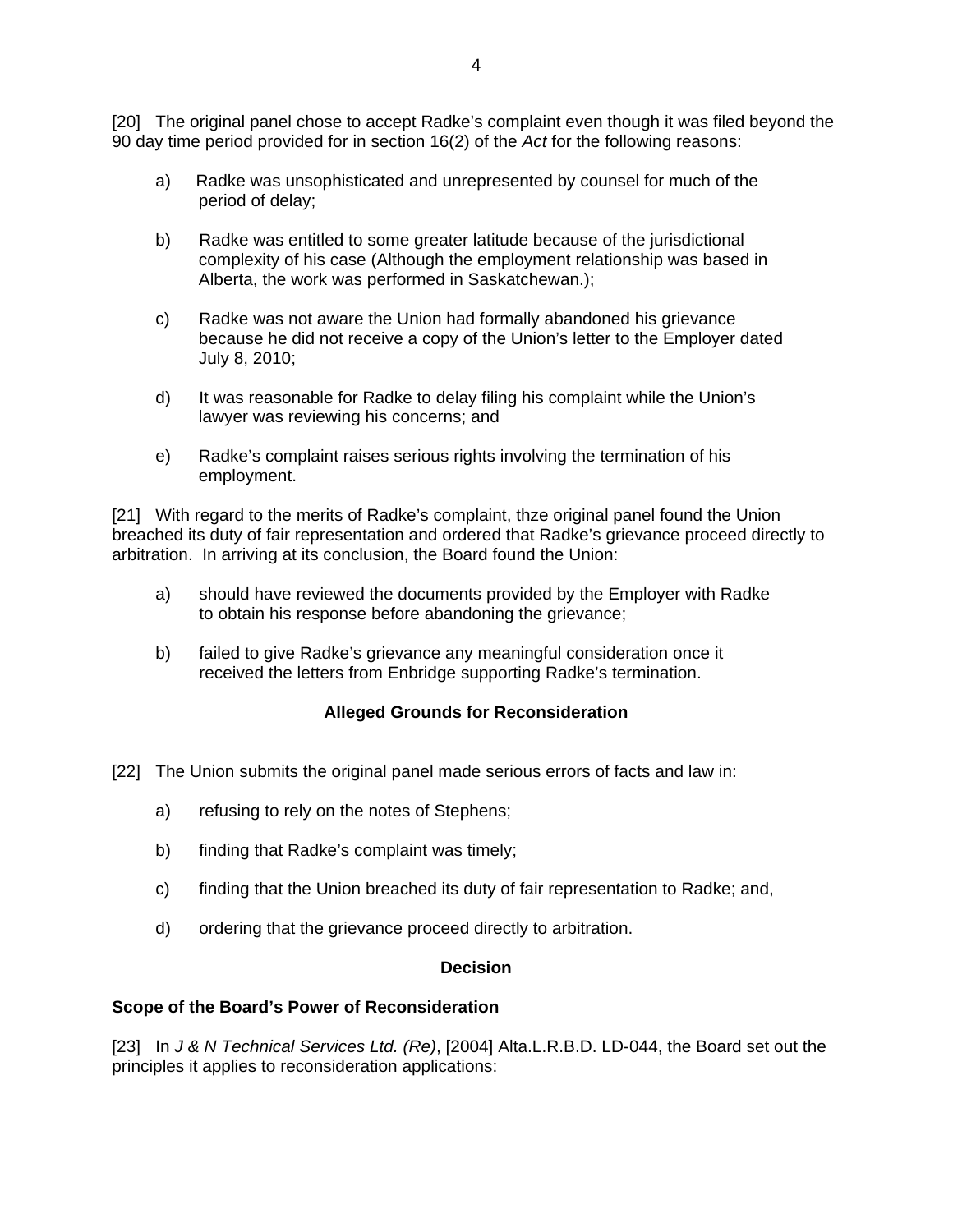[20] The original panel chose to accept Radke's complaint even though it was filed beyond the 90 day time period provided for in section 16(2) of the *Act* for the following reasons:

a) Radke was unsophisticated and unrepresented by counsel for much of the period of delay;

b) Radke was entitled to some greater latitude because of the jurisdictional complexity of his case (Although the employment relationship was based in Alberta, the work was performed in Saskatchewan.);

c) Radke was not aware the Union had formally abandoned his grievance because he did not receive a copy of the Union's letter to the Employer dated July 8, 2010;

d) It was reasonable for Radke to delay filing his complaint while the Union's lawyer was reviewing his concerns; and

e) Radke's complaint raises serious rights involving the termination of his employment.

[21] With regard to the merits of Radke's complaint, thze original panel found the Union breached its duty of fair representation and ordered that Radke's grievance proceed directly to arbitration. In arriving at its conclusion, the Board found the Union:

a) should have reviewed the documents provided by the Employer with Radke to obtain his response before abandoning the grievance;

b) failed to give Radke's grievance any meaningful consideration once it received the letters from Enbridge supporting Radke's termination.

### Alleged Grounds for Reconsideration

[22] The Union submits the original panel made serious errors of facts and law in:

a) refusing to rely on the notes of Stephens;

b) finding that Radke's complaint was timely;

c) finding that the Union breached its duty of fair representation to Radke; and,

d) ordering that the grievance proceed directly to arbitration.

### Decision

**Scope of the Board's Power of Reconsideration**

[23] In *J & N Technical Services Ltd. (Re)*, [2004] Alta.L.R.B.D. LD-044, the Board set out the principles it applies to reconsideration applications: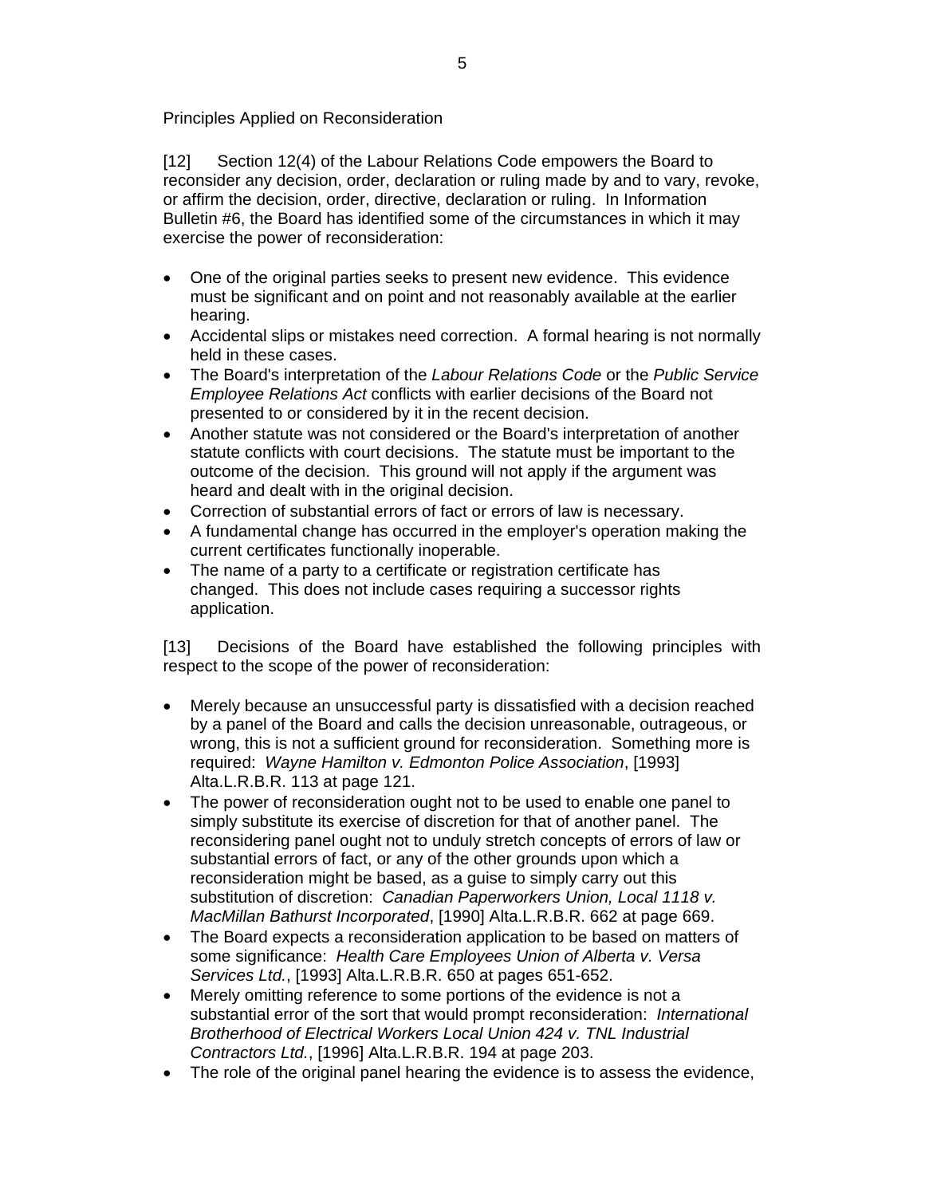Principles Applied on Reconsideration

[12] Section 12(4) of the Labour Relations Code empowers the Board to reconsider any decision, order, declaration or ruling made by and to vary, revoke, or affirm the decision, order, directive, declaration or ruling. In Information Bulletin #6, the Board has identified some of the circumstances in which it may exercise the power of reconsideration:

- One of the original parties seeks to present new evidence. This evidence must be significant and on point and not reasonably available at the earlier hearing.
- Accidental slips or mistakes need correction. A formal hearing is not normally held in these cases.
- The Board's interpretation of the *Labour Relations Code* or the *Public Service Employee Relations Act* conflicts with earlier decisions of the Board not presented to or considered by it in the recent decision.
- Another statute was not considered or the Board's interpretation of another statute conflicts with court decisions. The statute must be important to the outcome of the decision. This ground will not apply if the argument was heard and dealt with in the original decision.
- Correction of substantial errors of fact or errors of law is necessary.
- A fundamental change has occurred in the employer's operation making the current certificates functionally inoperable.
- The name of a party to a certificate or registration certificate has changed. This does not include cases requiring a successor rights application.

[13] Decisions of the Board have established the following principles with respect to the scope of the power of reconsideration:

- Merely because an unsuccessful party is dissatisfied with a decision reached by a panel of the Board and calls the decision unreasonable, outrageous, or wrong, this is not a sufficient ground for reconsideration. Something more is required: *Wayne Hamilton v. Edmonton Police Association*, [1993] Alta.L.R.B.R. 113 at page 121.
- The power of reconsideration ought not to be used to enable one panel to simply substitute its exercise of discretion for that of another panel. The reconsidering panel ought not to unduly stretch concepts of errors of law or substantial errors of fact, or any of the other grounds upon which a reconsideration might be based, as a guise to simply carry out this substitution of discretion: *Canadian Paperworkers Union, Local 1118 v. MacMillan Bathurst Incorporated*, [1990] Alta.L.R.B.R. 662 at page 669.
- The Board expects a reconsideration application to be based on matters of some significance: *Health Care Employees Union of Alberta v. Versa Services Ltd.*, [1993] Alta.L.R.B.R. 650 at pages 651-652.
- Merely omitting reference to some portions of the evidence is not a substantial error of the sort that would prompt reconsideration: *International Brotherhood of Electrical Workers Local Union 424 v. TNL Industrial Contractors Ltd.*, [1996] Alta.L.R.B.R. 194 at page 203.
- The role of the original panel hearing the evidence is to assess the evidence,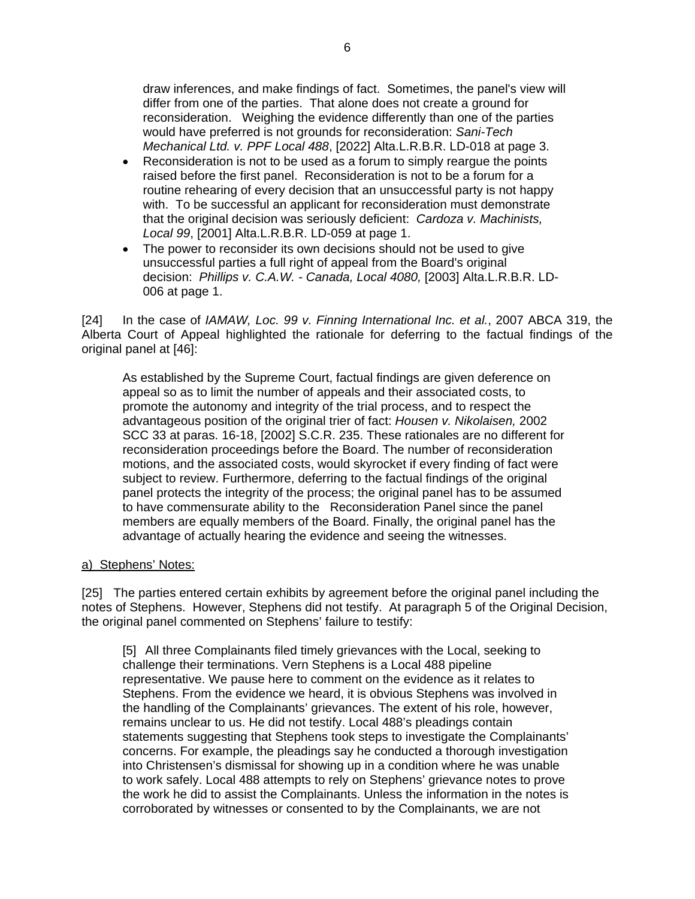draw inferences, and make findings of fact. Sometimes, the panel's view will differ from one of the parties. That alone does not create a ground for reconsideration. Weighing the evidence differently than one of the parties would have preferred is not grounds for reconsideration: *Sani-Tech Mechanical Ltd. v. PPF Local 488*, [2022] Alta.L.R.B.R. LD-018 at page 3.

- Reconsideration is not to be used as a forum to simply reargue the points raised before the first panel. Reconsideration is not to be a forum for a routine rehearing of every decision that an unsuccessful party is not happy with. To be successful an applicant for reconsideration must demonstrate that the original decision was seriously deficient: *Cardoza v. Machinists, Local 99*, [2001] Alta.L.R.B.R. LD-059 at page 1.
- The power to reconsider its own decisions should not be used to give unsuccessful parties a full right of appeal from the Board's original decision: *Phillips v. C.A.W. - Canada, Local 4080,* [2003] Alta.L.R.B.R. LD-006 at page 1.

[24] In the case of *IAMAW, Loc. 99 v. Finning International Inc. et al.*, 2007 ABCA 319, the Alberta Court of Appeal highlighted the rationale for deferring to the factual findings of the original panel at [46]:

> As established by the Supreme Court, factual findings are given deference on appeal so as to limit the number of appeals and their associated costs, to promote the autonomy and integrity of the trial process, and to respect the advantageous position of the original trier of fact: *Housen v. Nikolaisen,* 2002 SCC 33 at paras. 16-18, [2002] S.C.R. 235. These rationales are no different for reconsideration proceedings before the Board. The number of reconsideration motions, and the associated costs, would skyrocket if every finding of fact were subject to review. Furthermore, deferring to the factual findings of the original panel protects the integrity of the process; the original panel has to be assumed to have commensurate ability to the Reconsideration Panel since the panel members are equally members of the Board. Finally, the original panel has the advantage of actually hearing the evidence and seeing the witnesses.

<u>a) Stephens' Notes:</u>

[25] The parties entered certain exhibits by agreement before the original panel including the notes of Stephens. However, Stephens did not testify. At paragraph 5 of the Original Decision, the original panel commented on Stephens' failure to testify:

> [5] All three Complainants filed timely grievances with the Local, seeking to challenge their terminations. Vern Stephens is a Local 488 pipeline representative. We pause here to comment on the evidence as it relates to Stephens. From the evidence we heard, it is obvious Stephens was involved in the handling of the Complainants' grievances. The extent of his role, however, remains unclear to us. He did not testify. Local 488's pleadings contain statements suggesting that Stephens took steps to investigate the Complainants' concerns. For example, the pleadings say he conducted a thorough investigation into Christensen's dismissal for showing up in a condition where he was unable to work safely. Local 488 attempts to rely on Stephens' grievance notes to prove the work he did to assist the Complainants. Unless the information in the notes is corroborated by witnesses or consented to by the Complainants, we are not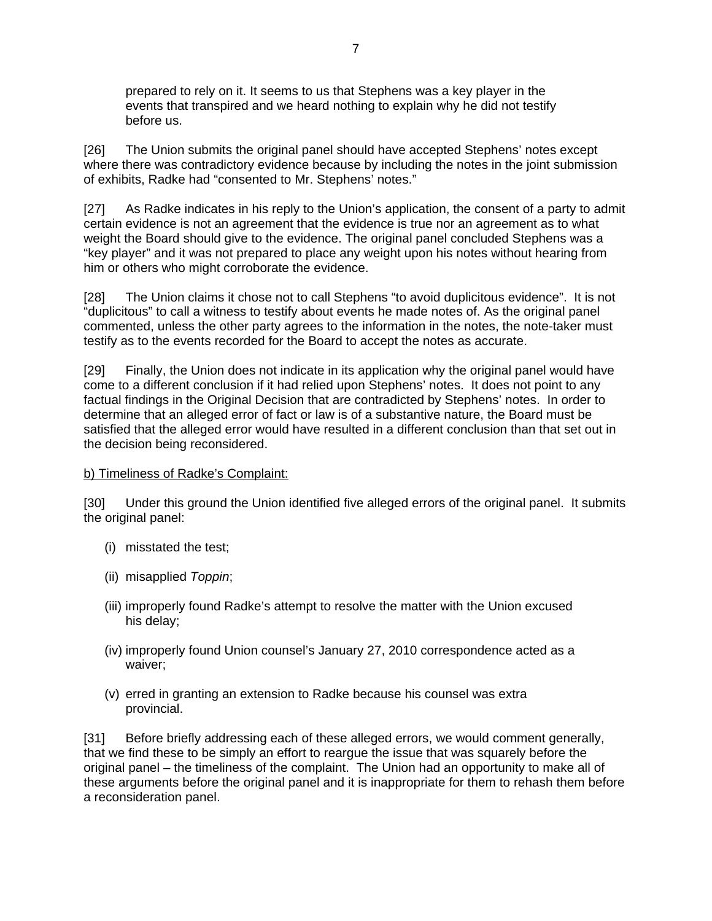> prepared to rely on it. It seems to us that Stephens was a key player in the events that transpired and we heard nothing to explain why he did not testify before us.

[26] The Union submits the original panel should have accepted Stephens' notes except where there was contradictory evidence because by including the notes in the joint submission of exhibits, Radke had "consented to Mr. Stephens' notes."

[27] As Radke indicates in his reply to the Union's application, the consent of a party to admit certain evidence is not an agreement that the evidence is true nor an agreement as to what weight the Board should give to the evidence. The original panel concluded Stephens was a "key player" and it was not prepared to place any weight upon his notes without hearing from him or others who might corroborate the evidence.

[28] The Union claims it chose not to call Stephens "to avoid duplicitous evidence". It is not "duplicitous" to call a witness to testify about events he made notes of. As the original panel commented, unless the other party agrees to the information in the notes, the note-taker must testify as to the events recorded for the Board to accept the notes as accurate.

[29] Finally, the Union does not indicate in its application why the original panel would have come to a different conclusion if it had relied upon Stephens' notes. It does not point to any factual findings in the Original Decision that are contradicted by Stephens' notes. In order to determine that an alleged error of fact or law is of a substantive nature, the Board must be satisfied that the alleged error would have resulted in a different conclusion than that set out in the decision being reconsidered.

<u>b) Timeliness of Radke's Complaint:</u>

[30] Under this ground the Union identified five alleged errors of the original panel. It submits the original panel:

(i) misstated the test;

(ii) misapplied *Toppin*;

(iii) improperly found Radke's attempt to resolve the matter with the Union excused his delay;

(iv) improperly found Union counsel's January 27, 2010 correspondence acted as a waiver;

(v) erred in granting an extension to Radke because his counsel was extra provincial.

[31] Before briefly addressing each of these alleged errors, we would comment generally, that we find these to be simply an effort to reargue the issue that was squarely before the original panel – the timeliness of the complaint. The Union had an opportunity to make all of these arguments before the original panel and it is inappropriate for them to rehash them before a reconsideration panel.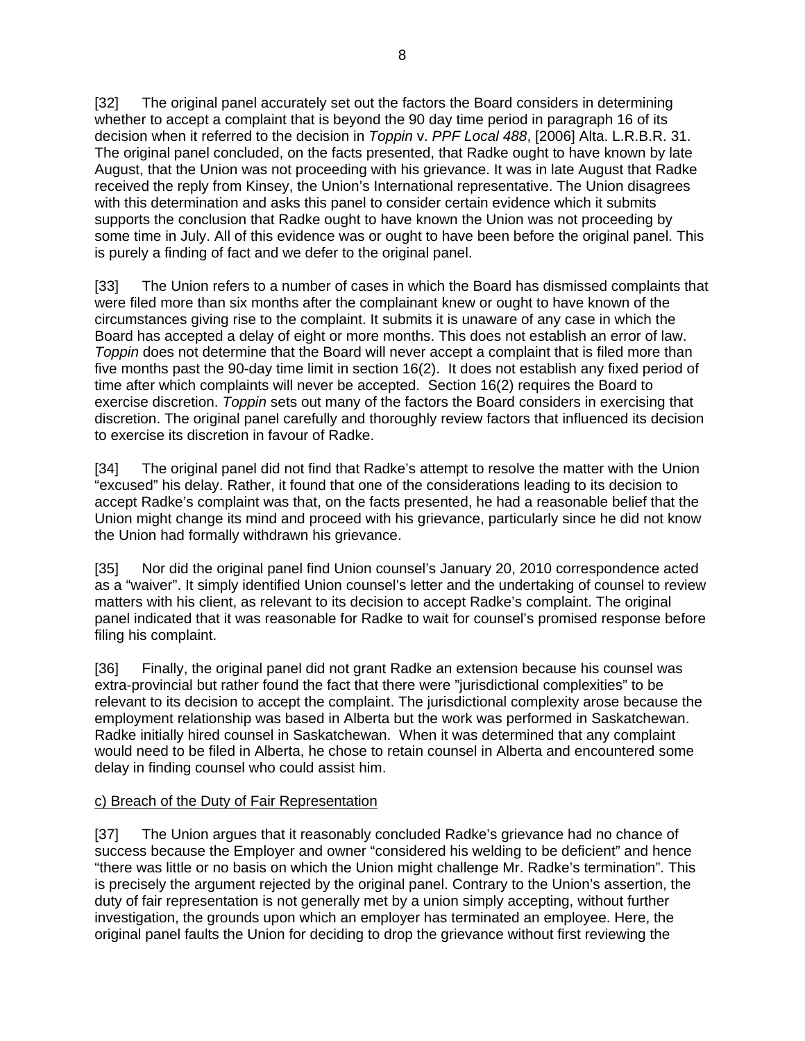[32] The original panel accurately set out the factors the Board considers in determining whether to accept a complaint that is beyond the 90 day time period in paragraph 16 of its decision when it referred to the decision in *Toppin* v. *PPF Local 488*, [2006] Alta. L.R.B.R. 31. The original panel concluded, on the facts presented, that Radke ought to have known by late August, that the Union was not proceeding with his grievance. It was in late August that Radke received the reply from Kinsey, the Union's International representative. The Union disagrees with this determination and asks this panel to consider certain evidence which it submits supports the conclusion that Radke ought to have known the Union was not proceeding by some time in July. All of this evidence was or ought to have been before the original panel. This is purely a finding of fact and we defer to the original panel.

[33] The Union refers to a number of cases in which the Board has dismissed complaints that were filed more than six months after the complainant knew or ought to have known of the circumstances giving rise to the complaint. It submits it is unaware of any case in which the Board has accepted a delay of eight or more months. This does not establish an error of law. *Toppin* does not determine that the Board will never accept a complaint that is filed more than five months past the 90-day time limit in section 16(2). It does not establish any fixed period of time after which complaints will never be accepted. Section 16(2) requires the Board to exercise discretion. *Toppin* sets out many of the factors the Board considers in exercising that discretion. The original panel carefully and thoroughly review factors that influenced its decision to exercise its discretion in favour of Radke.

[34] The original panel did not find that Radke's attempt to resolve the matter with the Union "excused" his delay. Rather, it found that one of the considerations leading to its decision to accept Radke's complaint was that, on the facts presented, he had a reasonable belief that the Union might change its mind and proceed with his grievance, particularly since he did not know the Union had formally withdrawn his grievance.

[35] Nor did the original panel find Union counsel's January 20, 2010 correspondence acted as a "waiver". It simply identified Union counsel's letter and the undertaking of counsel to review matters with his client, as relevant to its decision to accept Radke's complaint. The original panel indicated that it was reasonable for Radke to wait for counsel's promised response before filing his complaint.

[36] Finally, the original panel did not grant Radke an extension because his counsel was extra-provincial but rather found the fact that there were "jurisdictional complexities" to be relevant to its decision to accept the complaint. The jurisdictional complexity arose because the employment relationship was based in Alberta but the work was performed in Saskatchewan. Radke initially hired counsel in Saskatchewan. When it was determined that any complaint would need to be filed in Alberta, he chose to retain counsel in Alberta and encountered some delay in finding counsel who could assist him.

c) Breach of the Duty of Fair Representation

[37] The Union argues that it reasonably concluded Radke's grievance had no chance of success because the Employer and owner "considered his welding to be deficient" and hence "there was little or no basis on which the Union might challenge Mr. Radke's termination". This is precisely the argument rejected by the original panel. Contrary to the Union's assertion, the duty of fair representation is not generally met by a union simply accepting, without further investigation, the grounds upon which an employer has terminated an employee. Here, the original panel faults the Union for deciding to drop the grievance without first reviewing the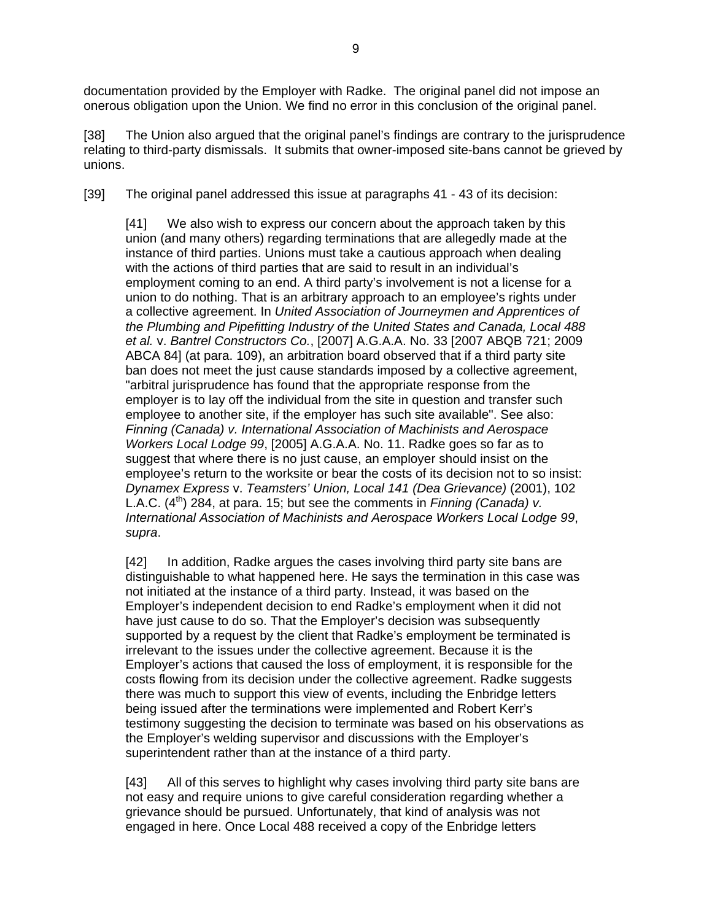documentation provided by the Employer with Radke. The original panel did not impose an onerous obligation upon the Union. We find no error in this conclusion of the original panel.

[38] The Union also argued that the original panel's findings are contrary to the jurisprudence relating to third-party dismissals. It submits that owner-imposed site-bans cannot be grieved by unions.

[39] The original panel addressed this issue at paragraphs 41 - 43 of its decision:

> [41] We also wish to express our concern about the approach taken by this union (and many others) regarding terminations that are allegedly made at the instance of third parties. Unions must take a cautious approach when dealing with the actions of third parties that are said to result in an individual's employment coming to an end. A third party's involvement is not a license for a union to do nothing. That is an arbitrary approach to an employee's rights under a collective agreement. In *United Association of Journeymen and Apprentices of the Plumbing and Pipefitting Industry of the United States and Canada, Local 488 et al.* v. *Bantrel Constructors Co.*, [2007] A.G.A.A. No. 33 [2007 ABQB 721; 2009 ABCA 84] (at para. 109), an arbitration board observed that if a third party site ban does not meet the just cause standards imposed by a collective agreement, "arbitral jurisprudence has found that the appropriate response from the employer is to lay off the individual from the site in question and transfer such employee to another site, if the employer has such site available". See also: *Finning (Canada) v. International Association of Machinists and Aerospace Workers Local Lodge 99*, [2005] A.G.A.A. No. 11. Radke goes so far as to suggest that where there is no just cause, an employer should insist on the employee's return to the worksite or bear the costs of its decision not to so insist: *Dynamex Express* v. *Teamsters' Union, Local 141 (Dea Grievance)* (2001), 102 L.A.C. (4th) 284, at para. 15; but see the comments in *Finning (Canada) v. International Association of Machinists and Aerospace Workers Local Lodge 99*, *supra*.
>
> [42] In addition, Radke argues the cases involving third party site bans are distinguishable to what happened here. He says the termination in this case was not initiated at the instance of a third party. Instead, it was based on the Employer's independent decision to end Radke's employment when it did not have just cause to do so. That the Employer's decision was subsequently supported by a request by the client that Radke's employment be terminated is irrelevant to the issues under the collective agreement. Because it is the Employer's actions that caused the loss of employment, it is responsible for the costs flowing from its decision under the collective agreement. Radke suggests there was much to support this view of events, including the Enbridge letters being issued after the terminations were implemented and Robert Kerr's testimony suggesting the decision to terminate was based on his observations as the Employer's welding supervisor and discussions with the Employer's superintendent rather than at the instance of a third party.
>
> [43] All of this serves to highlight why cases involving third party site bans are not easy and require unions to give careful consideration regarding whether a grievance should be pursued. Unfortunately, that kind of analysis was not engaged in here. Once Local 488 received a copy of the Enbridge letters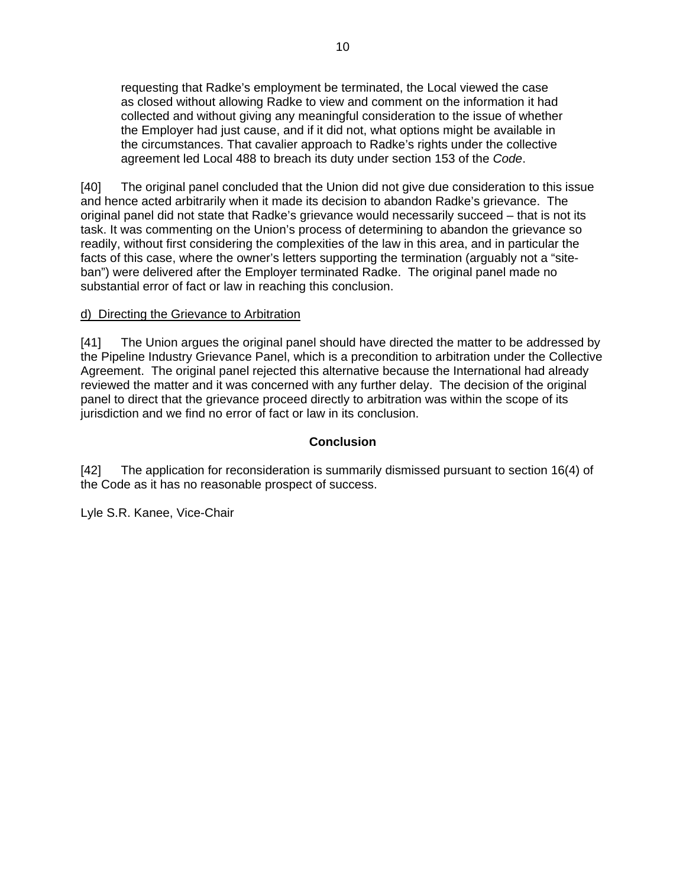> requesting that Radke's employment be terminated, the Local viewed the case as closed without allowing Radke to view and comment on the information it had collected and without giving any meaningful consideration to the issue of whether the Employer had just cause, and if it did not, what options might be available in the circumstances. That cavalier approach to Radke's rights under the collective agreement led Local 488 to breach its duty under section 153 of the *Code*.

[40] The original panel concluded that the Union did not give due consideration to this issue and hence acted arbitrarily when it made its decision to abandon Radke's grievance. The original panel did not state that Radke's grievance would necessarily succeed – that is not its task. It was commenting on the Union's process of determining to abandon the grievance so readily, without first considering the complexities of the law in this area, and in particular the facts of this case, where the owner's letters supporting the termination (arguably not a "site-ban") were delivered after the Employer terminated Radke. The original panel made no substantial error of fact or law in reaching this conclusion.

d) Directing the Grievance to Arbitration

[41] The Union argues the original panel should have directed the matter to be addressed by the Pipeline Industry Grievance Panel, which is a precondition to arbitration under the Collective Agreement. The original panel rejected this alternative because the International had already reviewed the matter and it was concerned with any further delay. The decision of the original panel to direct that the grievance proceed directly to arbitration was within the scope of its jurisdiction and we find no error of fact or law in its conclusion.

## Conclusion

[42] The application for reconsideration is summarily dismissed pursuant to section 16(4) of the Code as it has no reasonable prospect of success.

Lyle S.R. Kanee, Vice-Chair